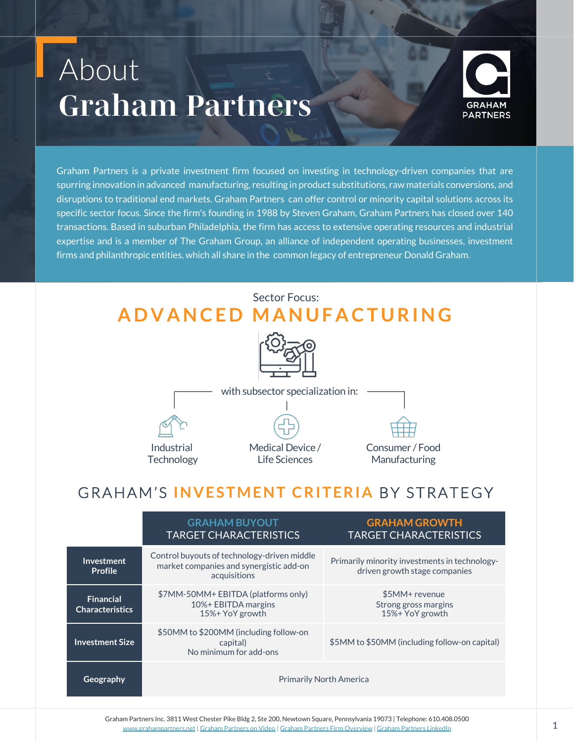# About Graham Partners

Graham Partners is a private investment firm focused on investing in technology-driven companies that are spurring innovation in advanced manufacturing, resulting in product substitutions, raw materials conversions, and disruptions to traditional end markets. Graham Partners can offer control or minority capital solutions across its specific sector focus. Since the firm's founding in 1988 by Steven Graham, Graham Partners has closed over 140 transactions. Based in suburban Philadelphia, the firm has access to extensive operating resources and industrial expertise and is a member of The Graham Group, an alliance of independent operating businesses, investment firms and philanthropic entities, which all share in the common legacy of entrepreneur Donald Graham.

## Sector Focus: ADVANCED MANUFACTURING

with subsector specialization in:

- Industrial Technology
- Medical Device / Life Sciences
- Consumer / Food Manufacturing

## GRAHAM'S INVESTMENT CRITERIA BY STRATEGY

| | GRAHAM BUYOUT TARGET CHARACTERISTICS | GRAHAM GROWTH TARGET CHARACTERISTICS |
|---|---|---|
| **Investment Profile** | Control buyouts of technology-driven middle market companies and synergistic add-on acquisitions | Primarily minority investments in technology-driven growth stage companies |
| **Financial Characteristics** | $7MM-50MM+ EBITDA (platforms only)<br>10%+ EBITDA margins<br>15%+ YoY growth | $5MM+ revenue<br>Strong gross margins<br>15%+ YoY growth |
| **Investment Size** | $50MM to $200MM (including follow-on capital)<br>No minimum for add-ons | $5MM to $50MM (including follow-on capital) |
| **Geography** | Primarily North America | |

Graham Partners Inc. 3811 West Chester Pike Bldg 2, Ste 200, Newtown Square, Pennsylvania 19073 | Telephone: 610.408.0500
www.grahampartners.net | Graham Partners on Video | Graham Partners Firm Overview | Graham Partners LinkedIn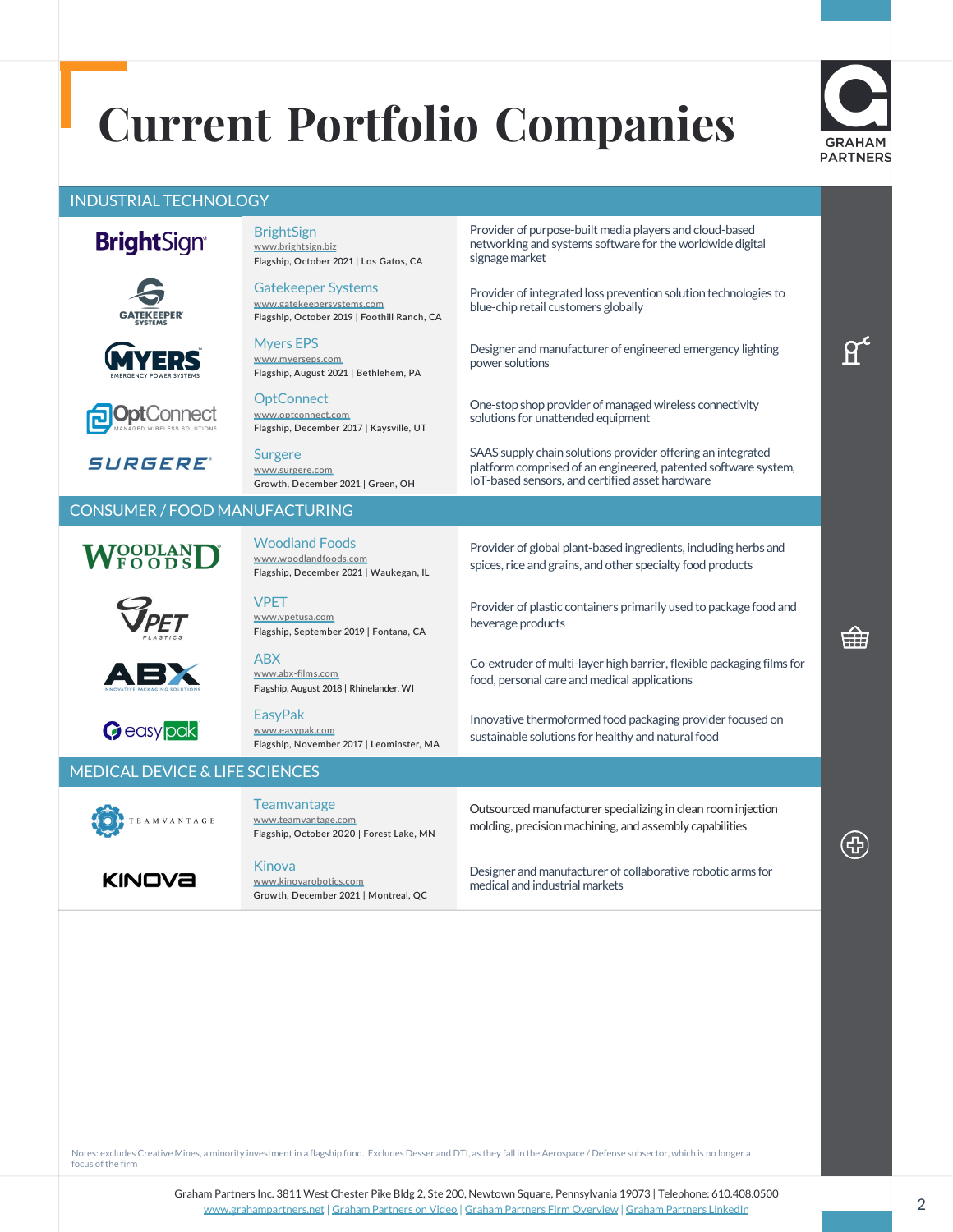# Current Portfolio Companies

GRAHAM PARTNERS

## INDUSTRIAL TECHNOLOGY

| | | |
|---|---|---|
| BrightSign | **BrightSign**<br>www.brightsign.biz<br>Flagship, October 2021 \| Los Gatos, CA | Provider of purpose-built media players and cloud-based networking and systems software for the worldwide digital signage market |
| Gatekeeper Systems | **Gatekeeper Systems**<br>www.gatekeepersystems.com<br>Flagship, October 2019 \| Foothill Ranch, CA | Provider of integrated loss prevention solution technologies to blue-chip retail customers globally |
| Myers Emergency Power Systems | **Myers EPS**<br>www.myerseps.com<br>Flagship, August 2021 \| Bethlehem, PA | Designer and manufacturer of engineered emergency lighting power solutions |
| OptConnect Managed Wireless Solutions | **OptConnect**<br>www.optconnect.com<br>Flagship, December 2017 \| Kaysville, UT | One-stop shop provider of managed wireless connectivity solutions for unattended equipment |
| Surgere | **Surgere**<br>www.surgere.com<br>Growth, December 2021 \| Green, OH | SAAS supply chain solutions provider offering an integrated platform comprised of an engineered, patented software system, IoT-based sensors, and certified asset hardware |

## CONSUMER / FOOD MANUFACTURING

| | | |
|---|---|---|
| Woodland Foods | **Woodland Foods**<br>www.woodlandfoods.com<br>Flagship, December 2021 \| Waukegan, IL | Provider of global plant-based ingredients, including herbs and spices, rice and grains, and other specialty food products |
| VPET Plastics | **VPET**<br>www.vpetusa.com<br>Flagship, September 2019 \| Fontana, CA | Provider of plastic containers primarily used to package food and beverage products |
| ABX Innovative Packaging Solutions | **ABX**<br>www.abx-films.com<br>Flagship, August 2018 \| Rhinelander, WI | Co-extruder of multi-layer high barrier, flexible packaging films for food, personal care and medical applications |
| easypak | **EasyPak**<br>www.easypak.com<br>Flagship, November 2017 \| Leominster, MA | Innovative thermoformed food packaging provider focused on sustainable solutions for healthy and natural food |

## MEDICAL DEVICE & LIFE SCIENCES

| | | |
|---|---|---|
| Teamvantage | **Teamvantage**<br>www.teamvantage.com<br>Flagship, October 2020 \| Forest Lake, MN | Outsourced manufacturer specializing in clean room injection molding, precision machining, and assembly capabilities |
| Kinova | **Kinova**<br>www.kinovarobotics.com<br>Growth, December 2021 \| Montreal, QC | Designer and manufacturer of collaborative robotic arms for medical and industrial markets |

Notes: excludes Creative Mines, a minority investment in a flagship fund. Excludes Desser and DTI, as they fall in the Aerospace / Defense subsector, which is no longer a focus of the firm

Graham Partners Inc. 3811 West Chester Pike Bldg 2, Ste 200, Newtown Square, Pennsylvania 19073 | Telephone: 610.408.0500
www.grahampartners.net | Graham Partners on Video | Graham Partners Firm Overview | Graham Partners LinkedIn